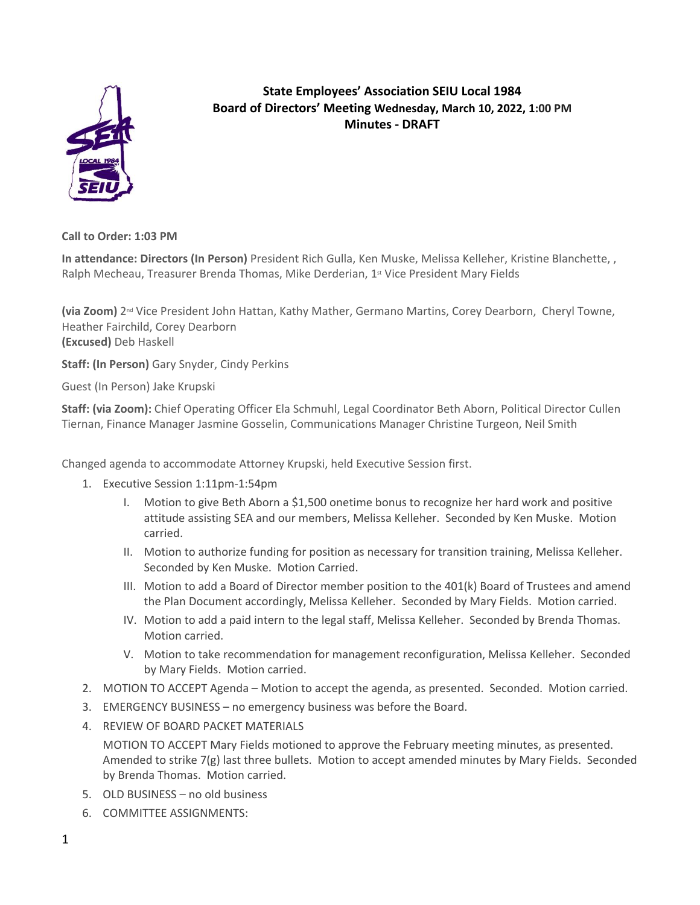**State Employees' Association SEIU Local 1984**
**Board of Directors' Meeting Wednesday, March 10, 2022, 1:00 PM**
**Minutes - DRAFT**

**Call to Order: 1:03 PM**

**In attendance: Directors (In Person)** President Rich Gulla, Ken Muske, Melissa Kelleher, Kristine Blanchette, , Ralph Mecheau, Treasurer Brenda Thomas, Mike Derderian, 1st Vice President Mary Fields

**(via Zoom)** 2nd Vice President John Hattan, Kathy Mather, Germano Martins, Corey Dearborn, Cheryl Towne, Heather Fairchild, Corey Dearborn
**(Excused)** Deb Haskell

**Staff: (In Person)** Gary Snyder, Cindy Perkins

Guest (In Person) Jake Krupski

**Staff: (via Zoom):** Chief Operating Officer Ela Schmuhl, Legal Coordinator Beth Aborn, Political Director Cullen Tiernan, Finance Manager Jasmine Gosselin, Communications Manager Christine Turgeon, Neil Smith

Changed agenda to accommodate Attorney Krupski, held Executive Session first.

1. Executive Session 1:11pm-1:54pm
   I. Motion to give Beth Aborn a $1,500 onetime bonus to recognize her hard work and positive attitude assisting SEA and our members, Melissa Kelleher. Seconded by Ken Muske. Motion carried.
   II. Motion to authorize funding for position as necessary for transition training, Melissa Kelleher. Seconded by Ken Muske. Motion Carried.
   III. Motion to add a Board of Director member position to the 401(k) Board of Trustees and amend the Plan Document accordingly, Melissa Kelleher. Seconded by Mary Fields. Motion carried.
   IV. Motion to add a paid intern to the legal staff, Melissa Kelleher. Seconded by Brenda Thomas. Motion carried.
   V. Motion to take recommendation for management reconfiguration, Melissa Kelleher. Seconded by Mary Fields. Motion carried.
2. MOTION TO ACCEPT Agenda – Motion to accept the agenda, as presented. Seconded. Motion carried.
3. EMERGENCY BUSINESS – no emergency business was before the Board.
4. REVIEW OF BOARD PACKET MATERIALS

   MOTION TO ACCEPT Mary Fields motioned to approve the February meeting minutes, as presented. Amended to strike 7(g) last three bullets. Motion to accept amended minutes by Mary Fields. Seconded by Brenda Thomas. Motion carried.
5. OLD BUSINESS – no old business
6. COMMITTEE ASSIGNMENTS: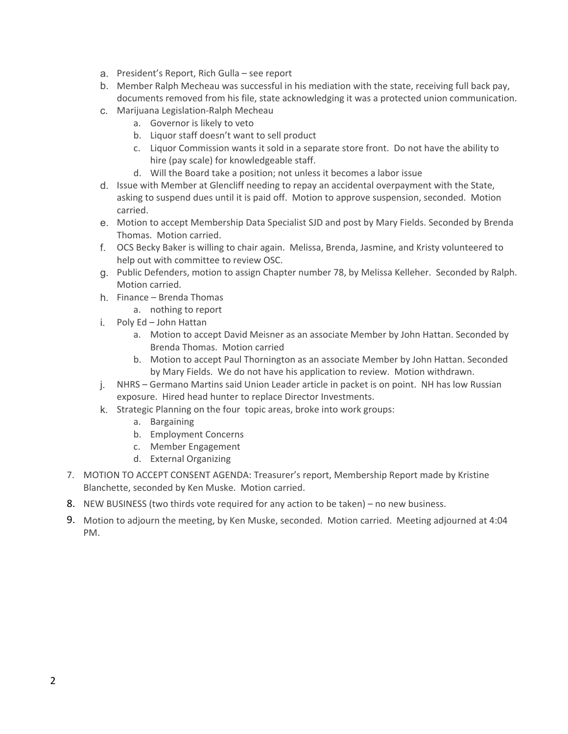a. President's Report, Rich Gulla – see report
b. Member Ralph Mecheau was successful in his mediation with the state, receiving full back pay, documents removed from his file, state acknowledging it was a protected union communication.
c. Marijuana Legislation-Ralph Mecheau
    a. Governor is likely to veto
    b. Liquor staff doesn't want to sell product
    c. Liquor Commission wants it sold in a separate store front. Do not have the ability to hire (pay scale) for knowledgeable staff.
    d. Will the Board take a position; not unless it becomes a labor issue
d. Issue with Member at Glencliff needing to repay an accidental overpayment with the State, asking to suspend dues until it is paid off. Motion to approve suspension, seconded. Motion carried.
e. Motion to accept Membership Data Specialist SJD and post by Mary Fields. Seconded by Brenda Thomas. Motion carried.
f. OCS Becky Baker is willing to chair again. Melissa, Brenda, Jasmine, and Kristy volunteered to help out with committee to review OSC.
g. Public Defenders, motion to assign Chapter number 78, by Melissa Kelleher. Seconded by Ralph. Motion carried.
h. Finance – Brenda Thomas
    a. nothing to report
i. Poly Ed – John Hattan
    a. Motion to accept David Meisner as an associate Member by John Hattan. Seconded by Brenda Thomas. Motion carried
    b. Motion to accept Paul Thornington as an associate Member by John Hattan. Seconded by Mary Fields. We do not have his application to review. Motion withdrawn.
j. NHRS – Germano Martins said Union Leader article in packet is on point. NH has low Russian exposure. Hired head hunter to replace Director Investments.
k. Strategic Planning on the four topic areas, broke into work groups:
    a. Bargaining
    b. Employment Concerns
    c. Member Engagement
    d. External Organizing

7. MOTION TO ACCEPT CONSENT AGENDA: Treasurer's report, Membership Report made by Kristine Blanchette, seconded by Ken Muske. Motion carried.
8. NEW BUSINESS (two thirds vote required for any action to be taken) – no new business.
9. Motion to adjourn the meeting, by Ken Muske, seconded. Motion carried. Meeting adjourned at 4:04 PM.